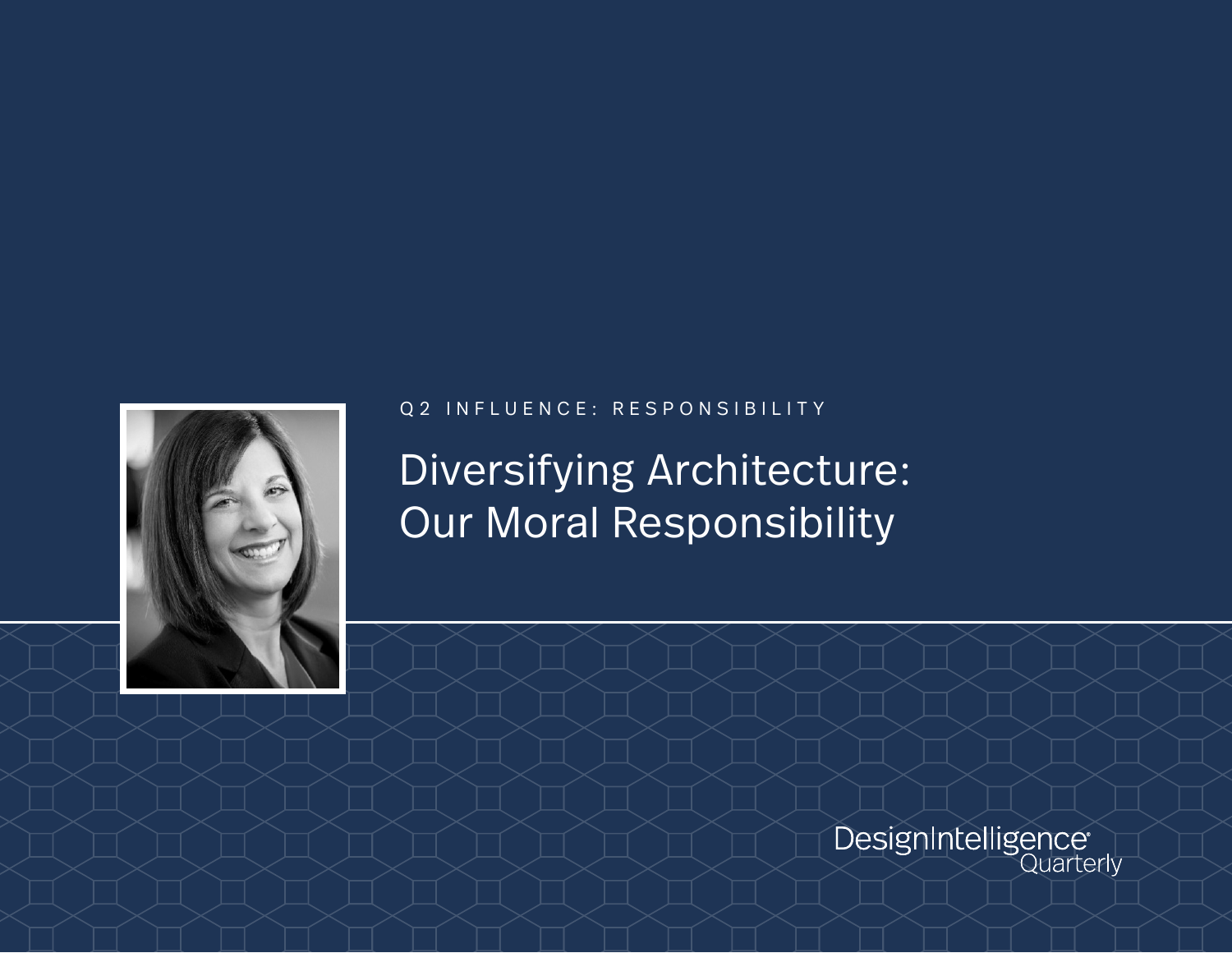Q2 INFLUENCE: RESPONSIBILITY

# Diversifying Architecture: Our Moral Responsibility

DesignIntelligence Quarterly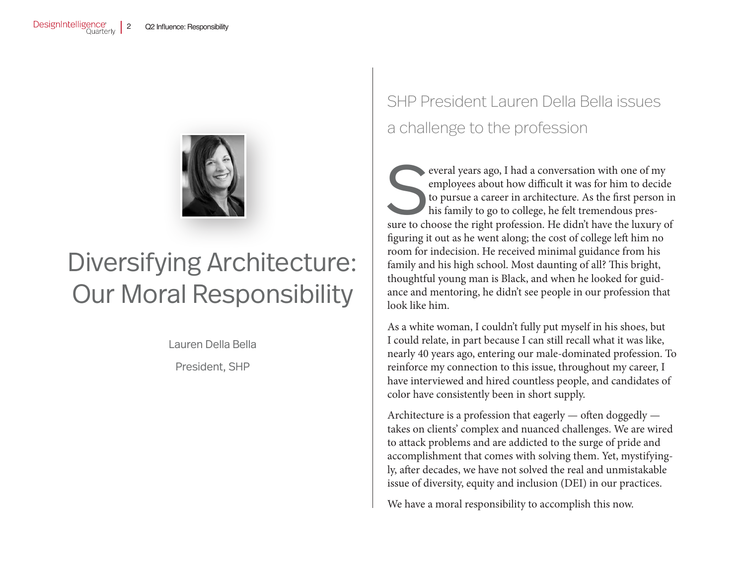# Diversifying Architecture: Our Moral Responsibility

Lauren Della Bella

President, SHP

## SHP President Lauren Della Bella issues a challenge to the profession

Several years ago, I had a conversation with one of my employees about how difficult it was for him to decide to pursue a career in architecture. As the first person in his family to go to college, he felt tremendous pressure to choose the right profession. He didn't have the luxury of figuring it out as he went along; the cost of college left him no room for indecision. He received minimal guidance from his family and his high school. Most daunting of all? This bright, thoughtful young man is Black, and when he looked for guidance and mentoring, he didn't see people in our profession that look like him.

As a white woman, I couldn't fully put myself in his shoes, but I could relate, in part because I can still recall what it was like, nearly 40 years ago, entering our male-dominated profession. To reinforce my connection to this issue, throughout my career, I have interviewed and hired countless people, and candidates of color have consistently been in short supply.

Architecture is a profession that eagerly — often doggedly — takes on clients' complex and nuanced challenges. We are wired to attack problems and are addicted to the surge of pride and accomplishment that comes with solving them. Yet, mystifyingly, after decades, we have not solved the real and unmistakable issue of diversity, equity and inclusion (DEI) in our practices.

We have a moral responsibility to accomplish this now.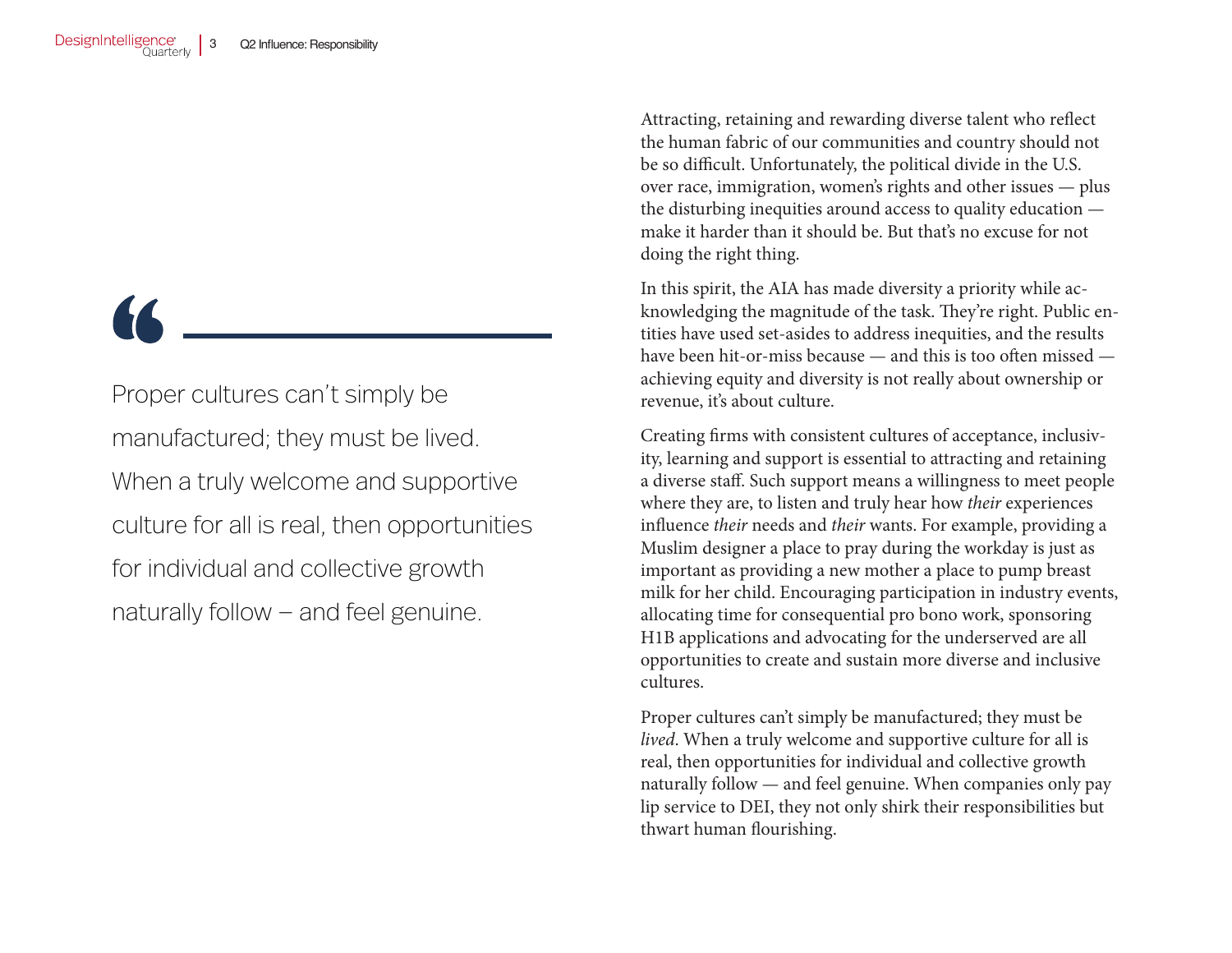> Proper cultures can't simply be manufactured; they must be lived. When a truly welcome and supportive culture for all is real, then opportunities for individual and collective growth naturally follow – and feel genuine.

Attracting, retaining and rewarding diverse talent who reflect the human fabric of our communities and country should not be so difficult. Unfortunately, the political divide in the U.S. over race, immigration, women's rights and other issues — plus the disturbing inequities around access to quality education — make it harder than it should be. But that's no excuse for not doing the right thing.

In this spirit, the AIA has made diversity a priority while acknowledging the magnitude of the task. They're right. Public entities have used set-asides to address inequities, and the results have been hit-or-miss because — and this is too often missed — achieving equity and diversity is not really about ownership or revenue, it's about culture.

Creating firms with consistent cultures of acceptance, inclusivity, learning and support is essential to attracting and retaining a diverse staff. Such support means a willingness to meet people where they are, to listen and truly hear how *their* experiences influence *their* needs and *their* wants. For example, providing a Muslim designer a place to pray during the workday is just as important as providing a new mother a place to pump breast milk for her child. Encouraging participation in industry events, allocating time for consequential pro bono work, sponsoring H1B applications and advocating for the underserved are all opportunities to create and sustain more diverse and inclusive cultures.

Proper cultures can't simply be manufactured; they must be *lived*. When a truly welcome and supportive culture for all is real, then opportunities for individual and collective growth naturally follow — and feel genuine. When companies only pay lip service to DEI, they not only shirk their responsibilities but thwart human flourishing.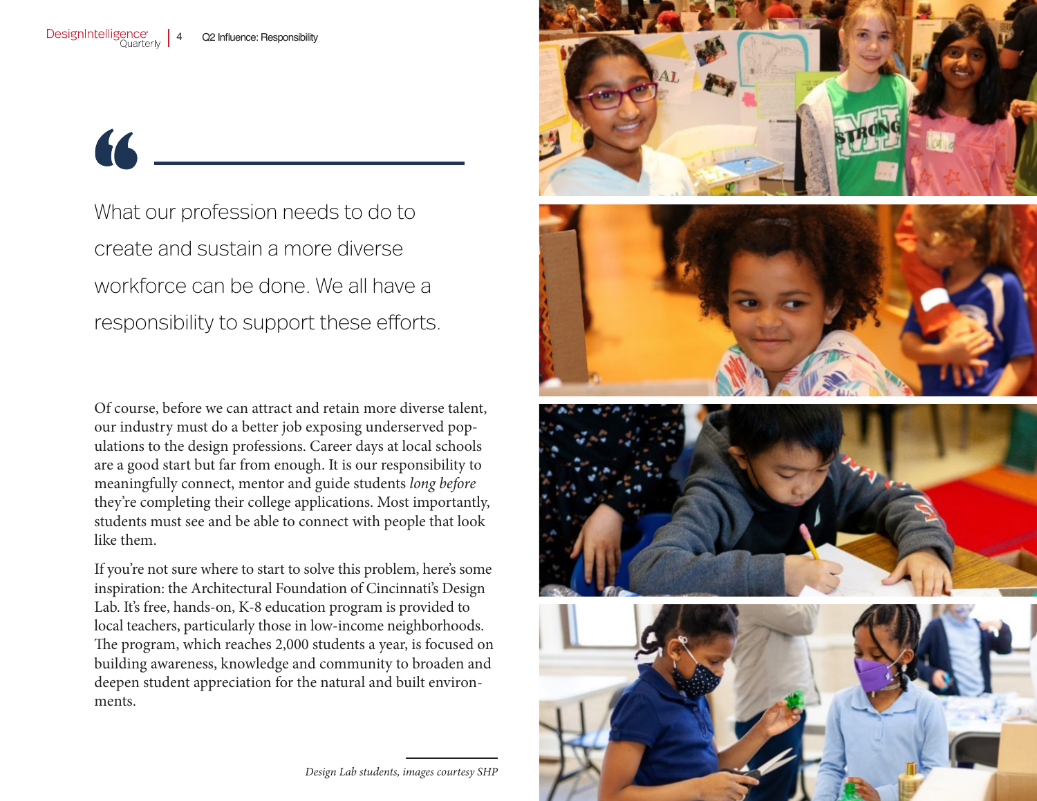> What our profession needs to do to create and sustain a more diverse workforce can be done. We all have a responsibility to support these efforts.

Of course, before we can attract and retain more diverse talent, our industry must do a better job exposing underserved populations to the design professions. Career days at local schools are a good start but far from enough. It is our responsibility to meaningfully connect, mentor and guide students *long before* they're completing their college applications. Most importantly, students must see and be able to connect with people that look like them.

If you're not sure where to start to solve this problem, here's some inspiration: the Architectural Foundation of Cincinnati's Design Lab. It's free, hands-on, K-8 education program is provided to local teachers, particularly those in low-income neighborhoods. The program, which reaches 2,000 students a year, is focused on building awareness, knowledge and community to broaden and deepen student appreciation for the natural and built environments.

*Design Lab students, images courtesy SHP*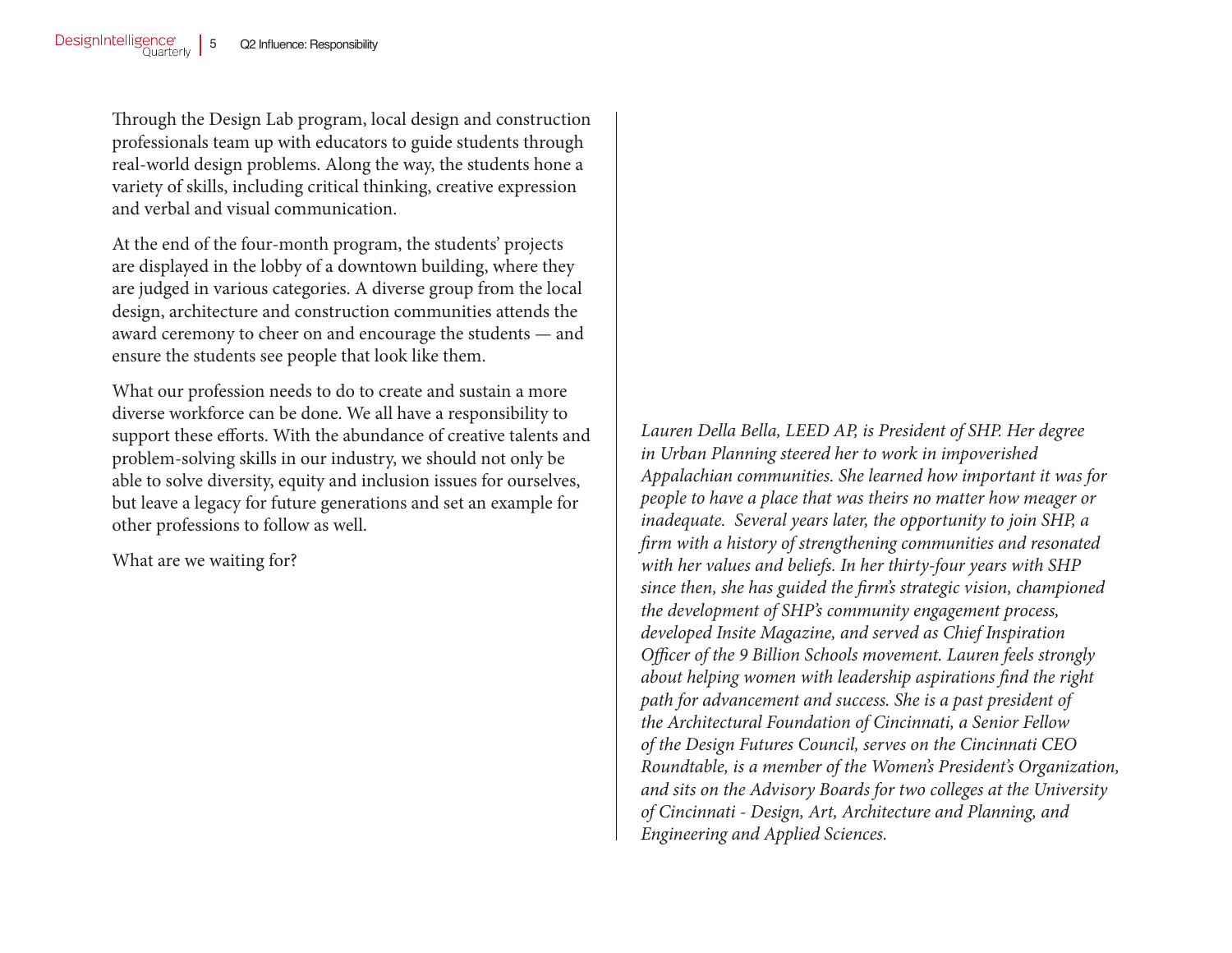Through the Design Lab program, local design and construction professionals team up with educators to guide students through real-world design problems. Along the way, the students hone a variety of skills, including critical thinking, creative expression and verbal and visual communication.

At the end of the four-month program, the students' projects are displayed in the lobby of a downtown building, where they are judged in various categories. A diverse group from the local design, architecture and construction communities attends the award ceremony to cheer on and encourage the students — and ensure the students see people that look like them.

What our profession needs to do to create and sustain a more diverse workforce can be done. We all have a responsibility to support these efforts. With the abundance of creative talents and problem-solving skills in our industry, we should not only be able to solve diversity, equity and inclusion issues for ourselves, but leave a legacy for future generations and set an example for other professions to follow as well.

What are we waiting for?

*Lauren Della Bella, LEED AP, is President of SHP. Her degree in Urban Planning steered her to work in impoverished Appalachian communities. She learned how important it was for people to have a place that was theirs no matter how meager or inadequate. Several years later, the opportunity to join SHP, a firm with a history of strengthening communities and resonated with her values and beliefs. In her thirty-four years with SHP since then, she has guided the firm's strategic vision, championed the development of SHP's community engagement process, developed Insite Magazine, and served as Chief Inspiration Officer of the 9 Billion Schools movement. Lauren feels strongly about helping women with leadership aspirations find the right path for advancement and success. She is a past president of the Architectural Foundation of Cincinnati, a Senior Fellow of the Design Futures Council, serves on the Cincinnati CEO Roundtable, is a member of the Women's President's Organization, and sits on the Advisory Boards for two colleges at the University of Cincinnati - Design, Art, Architecture and Planning, and Engineering and Applied Sciences.*